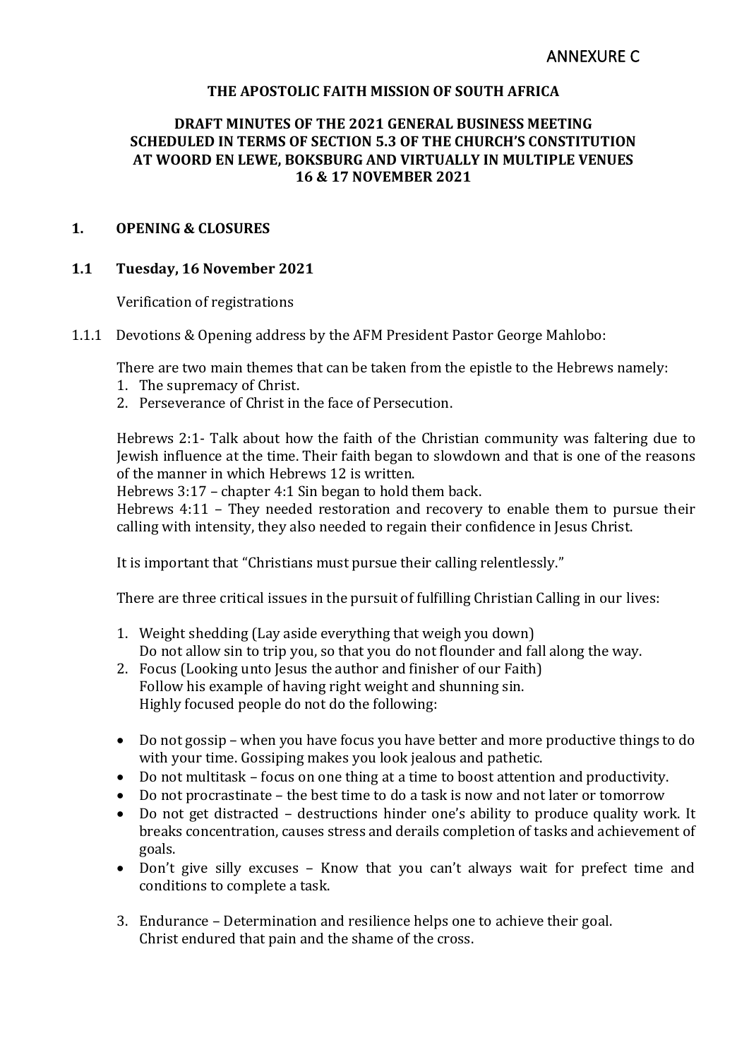ANNEXURE C

**THE APOSTOLIC FAITH MISSION OF SOUTH AFRICA**

**DRAFT MINUTES OF THE 2021 GENERAL BUSINESS MEETING SCHEDULED IN TERMS OF SECTION 5.3 OF THE CHURCH'S CONSTITUTION AT WOORD EN LEWE, BOKSBURG AND VIRTUALLY IN MULTIPLE VENUES 16 & 17 NOVEMBER 2021**

## 1. OPENING & CLOSURES

### 1.1 Tuesday, 16 November 2021

Verification of registrations

1.1.1 Devotions & Opening address by the AFM President Pastor George Mahlobo:

There are two main themes that can be taken from the epistle to the Hebrews namely:

1. The supremacy of Christ.
2. Perseverance of Christ in the face of Persecution.

Hebrews 2:1- Talk about how the faith of the Christian community was faltering due to Jewish influence at the time. Their faith began to slowdown and that is one of the reasons of the manner in which Hebrews 12 is written.

Hebrews 3:17 – chapter 4:1 Sin began to hold them back.

Hebrews 4:11 – They needed restoration and recovery to enable them to pursue their calling with intensity, they also needed to regain their confidence in Jesus Christ.

It is important that "Christians must pursue their calling relentlessly."

There are three critical issues in the pursuit of fulfilling Christian Calling in our lives:

1. Weight shedding (Lay aside everything that weigh you down)
   Do not allow sin to trip you, so that you do not flounder and fall along the way.
2. Focus (Looking unto Jesus the author and finisher of our Faith)
   Follow his example of having right weight and shunning sin.
   Highly focused people do not do the following:

- Do not gossip – when you have focus you have better and more productive things to do with your time. Gossiping makes you look jealous and pathetic.
- Do not multitask – focus on one thing at a time to boost attention and productivity.
- Do not procrastinate – the best time to do a task is now and not later or tomorrow
- Do not get distracted – destructions hinder one's ability to produce quality work. It breaks concentration, causes stress and derails completion of tasks and achievement of goals.
- Don't give silly excuses – Know that you can't always wait for prefect time and conditions to complete a task.

3. Endurance – Determination and resilience helps one to achieve their goal.
   Christ endured that pain and the shame of the cross.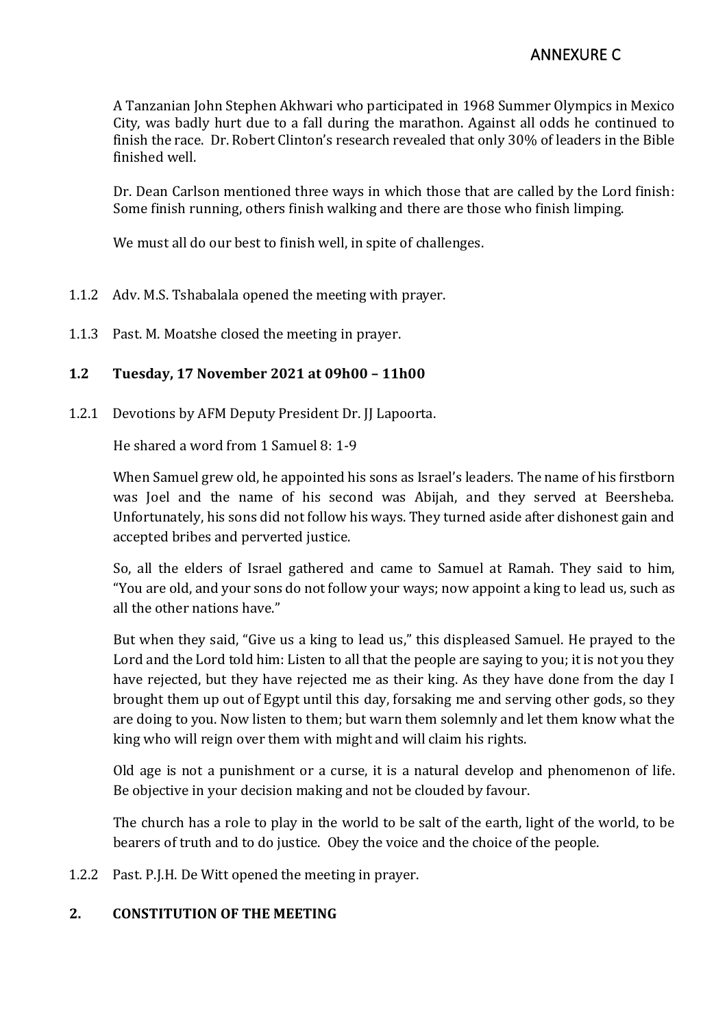# ANNEXURE C

A Tanzanian John Stephen Akhwari who participated in 1968 Summer Olympics in Mexico City, was badly hurt due to a fall during the marathon. Against all odds he continued to finish the race. Dr. Robert Clinton's research revealed that only 30% of leaders in the Bible finished well.

Dr. Dean Carlson mentioned three ways in which those that are called by the Lord finish: Some finish running, others finish walking and there are those who finish limping.

We must all do our best to finish well, in spite of challenges.

1.1.2 Adv. M.S. Tshabalala opened the meeting with prayer.

1.1.3 Past. M. Moatshe closed the meeting in prayer.

**1.2 Tuesday, 17 November 2021 at 09h00 – 11h00**

1.2.1 Devotions by AFM Deputy President Dr. JJ Lapoorta.

He shared a word from 1 Samuel 8: 1-9

When Samuel grew old, he appointed his sons as Israel's leaders. The name of his firstborn was Joel and the name of his second was Abijah, and they served at Beersheba. Unfortunately, his sons did not follow his ways. They turned aside after dishonest gain and accepted bribes and perverted justice.

So, all the elders of Israel gathered and came to Samuel at Ramah. They said to him, "You are old, and your sons do not follow your ways; now appoint a king to lead us, such as all the other nations have."

But when they said, "Give us a king to lead us," this displeased Samuel. He prayed to the Lord and the Lord told him: Listen to all that the people are saying to you; it is not you they have rejected, but they have rejected me as their king. As they have done from the day I brought them up out of Egypt until this day, forsaking me and serving other gods, so they are doing to you. Now listen to them; but warn them solemnly and let them know what the king who will reign over them with might and will claim his rights.

Old age is not a punishment or a curse, it is a natural develop and phenomenon of life. Be objective in your decision making and not be clouded by favour.

The church has a role to play in the world to be salt of the earth, light of the world, to be bearers of truth and to do justice. Obey the voice and the choice of the people.

1.2.2 Past. P.J.H. De Witt opened the meeting in prayer.

**2. CONSTITUTION OF THE MEETING**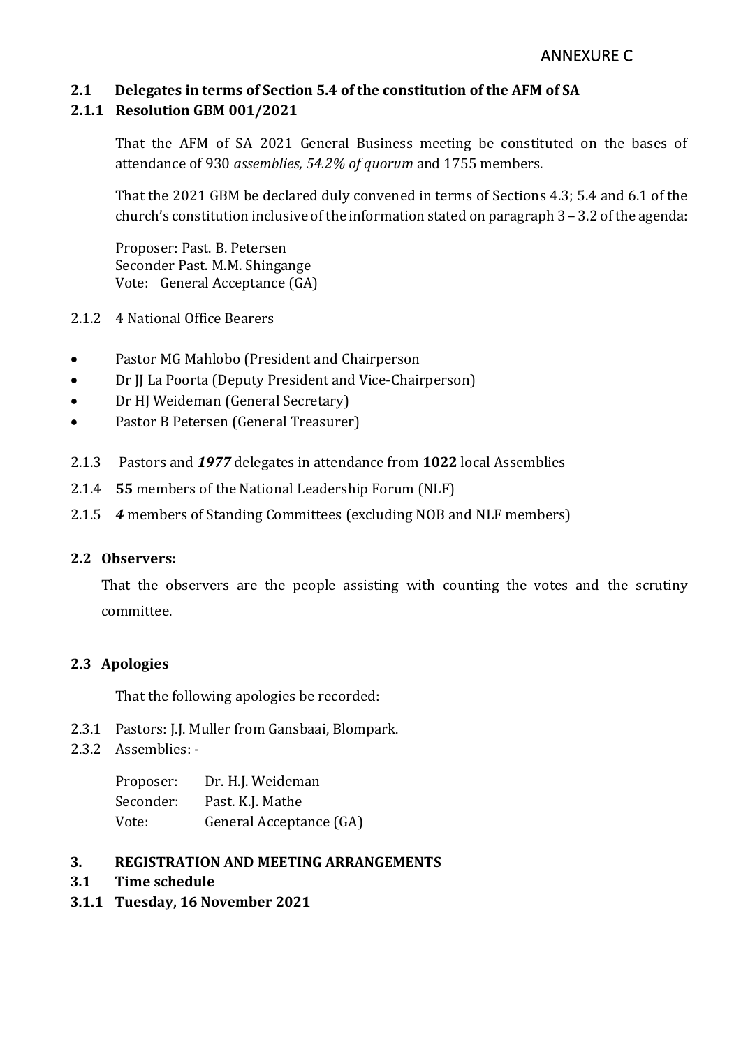ANNEXURE C

### 2.1 Delegates in terms of Section 5.4 of the constitution of the AFM of SA

### 2.1.1 Resolution GBM 001/2021

That the AFM of SA 2021 General Business meeting be constituted on the bases of attendance of 930 *assemblies, 54.2% of quorum* and 1755 members.

That the 2021 GBM be declared duly convened in terms of Sections 4.3; 5.4 and 6.1 of the church's constitution inclusive of the information stated on paragraph 3 – 3.2 of the agenda:

Proposer: Past. B. Petersen
Seconder Past. M.M. Shingange
Vote: General Acceptance (GA)

2.1.2 4 National Office Bearers

- Pastor MG Mahlobo (President and Chairperson
- Dr JJ La Poorta (Deputy President and Vice-Chairperson)
- Dr HJ Weideman (General Secretary)
- Pastor B Petersen (General Treasurer)

2.1.3 Pastors and ***1977*** delegates in attendance from **1022** local Assemblies

2.1.4 **55** members of the National Leadership Forum (NLF)

2.1.5 ***4*** members of Standing Committees (excluding NOB and NLF members)

### 2.2 Observers:

That the observers are the people assisting with counting the votes and the scrutiny committee.

### 2.3 Apologies

That the following apologies be recorded:

2.3.1 Pastors: J.J. Muller from Gansbaai, Blompark.
2.3.2 Assemblies: -

Proposer: Dr. H.J. Weideman
Seconder: Past. K.J. Mathe
Vote: General Acceptance (GA)

## 3. REGISTRATION AND MEETING ARRANGEMENTS

### 3.1 Time schedule

### 3.1.1 Tuesday, 16 November 2021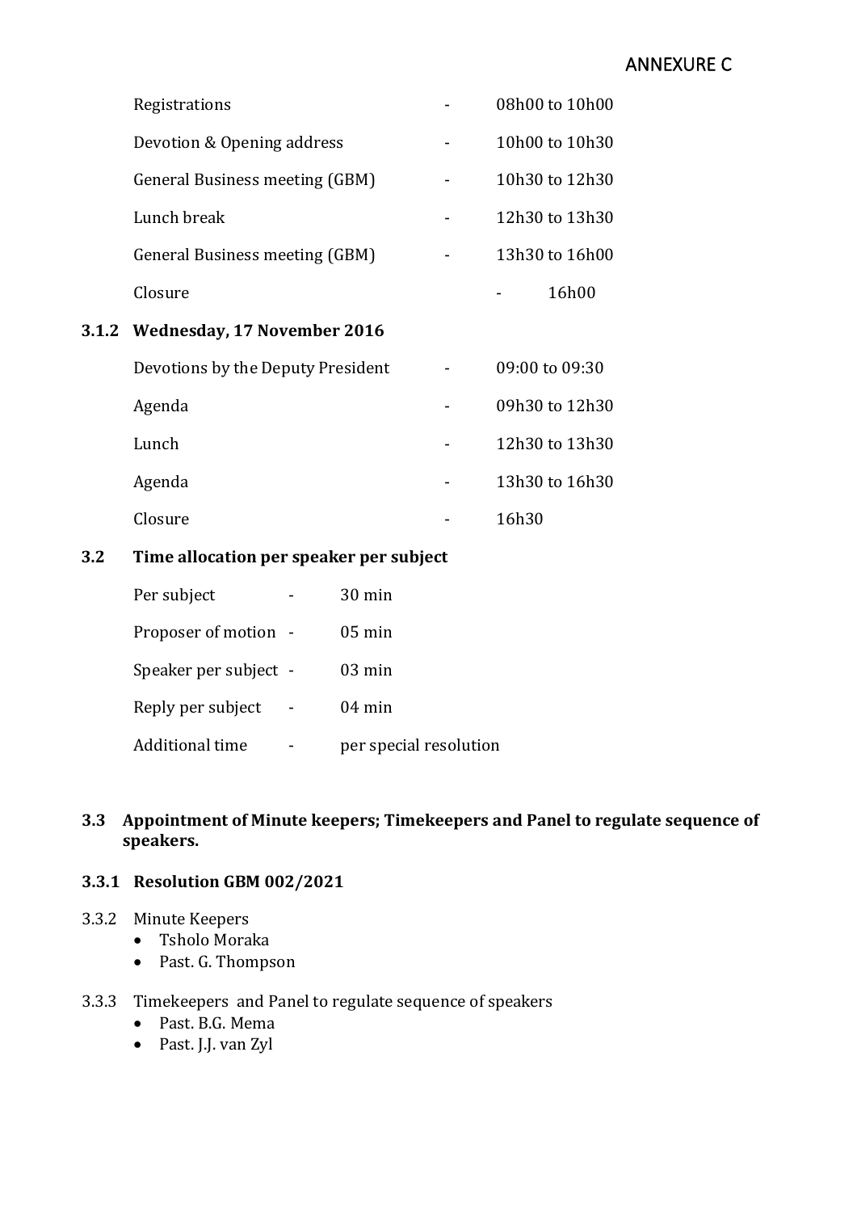ANNEXURE C

| | | |
|---|---|---|
| Registrations | - | 08h00 to 10h00 |
| Devotion & Opening address | - | 10h00 to 10h30 |
| General Business meeting (GBM) | - | 10h30 to 12h30 |
| Lunch break | - | 12h30 to 13h30 |
| General Business meeting (GBM) | - | 13h30 to 16h00 |
| Closure | - | 16h00 |

### 3.1.2 Wednesday, 17 November 2016

| | | |
|---|---|---|
| Devotions by the Deputy President | - | 09:00 to 09:30 |
| Agenda | - | 09h30 to 12h30 |
| Lunch | - | 12h30 to 13h30 |
| Agenda | - | 13h30 to 16h30 |
| Closure | - | 16h30 |

### 3.2 Time allocation per speaker per subject

| | | |
|---|---|---|
| Per subject | - | 30 min |
| Proposer of motion | - | 05 min |
| Speaker per subject | - | 03 min |
| Reply per subject | - | 04 min |
| Additional time | - | per special resolution |

### 3.3 Appointment of Minute keepers; Timekeepers and Panel to regulate sequence of speakers.

### 3.3.1 Resolution GBM 002/2021

3.3.2 Minute Keepers
- Tsholo Moraka
- Past. G. Thompson

3.3.3 Timekeepers and Panel to regulate sequence of speakers
- Past. B.G. Mema
- Past. J.J. van Zyl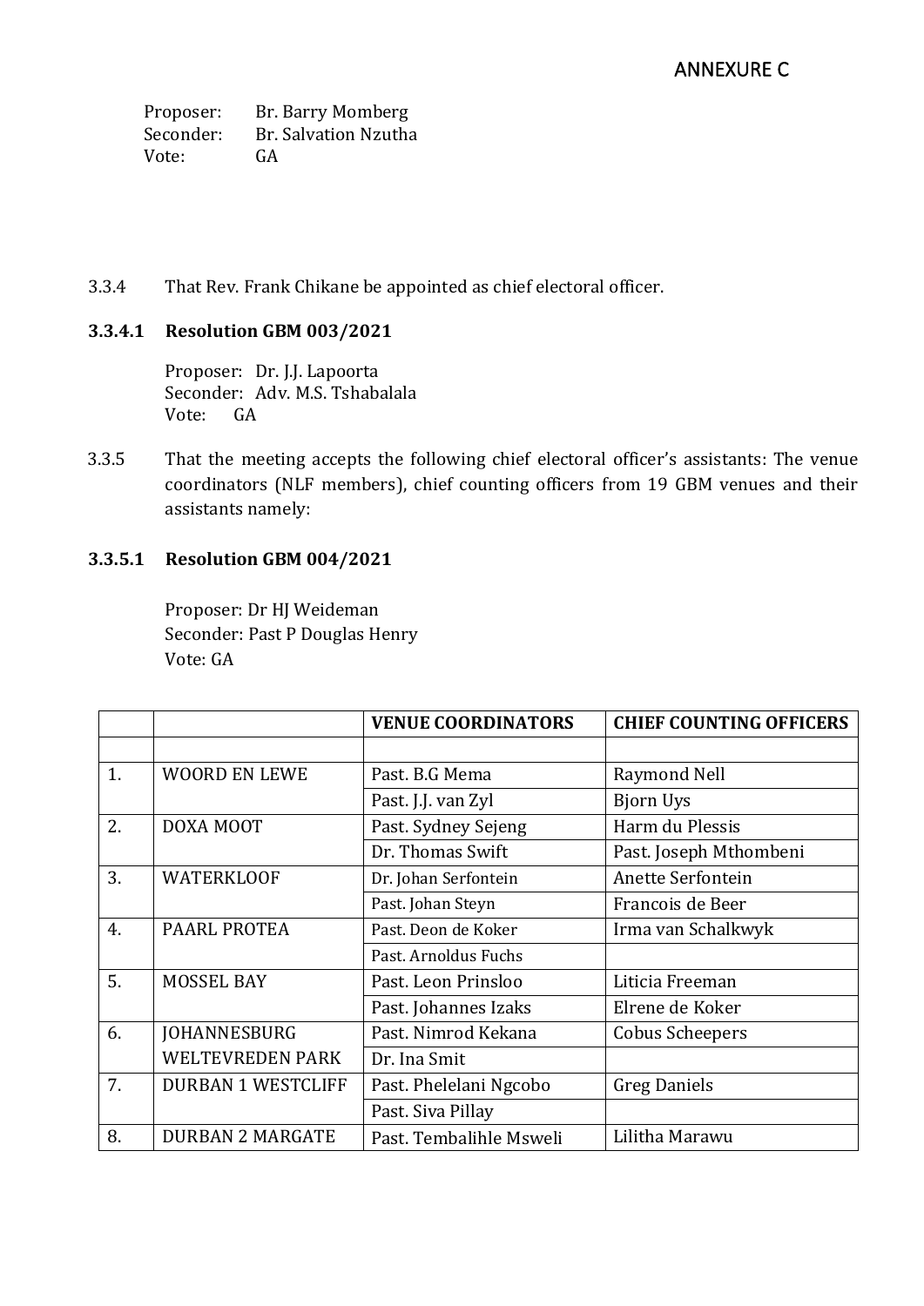ANNEXURE C

Proposer: Br. Barry Momberg
Seconder: Br. Salvation Nzutha
Vote: GA

3.3.4 That Rev. Frank Chikane be appointed as chief electoral officer.

**3.3.4.1 Resolution GBM 003/2021**

Proposer: Dr. J.J. Lapoorta
Seconder: Adv. M.S. Tshabalala
Vote: GA

3.3.5 That the meeting accepts the following chief electoral officer's assistants: The venue coordinators (NLF members), chief counting officers from 19 GBM venues and their assistants namely:

**3.3.5.1 Resolution GBM 004/2021**

Proposer: Dr HJ Weideman
Seconder: Past P Douglas Henry
Vote: GA

| | | VENUE COORDINATORS | CHIEF COUNTING OFFICERS |
|---|---|---|---|
| | | | |
| 1. | WOORD EN LEWE | Past. B.G Mema | Raymond Nell |
| | | Past. J.J. van Zyl | Bjorn Uys |
| 2. | DOXA MOOT | Past. Sydney Sejeng | Harm du Plessis |
| | | Dr. Thomas Swift | Past. Joseph Mthombeni |
| 3. | WATERKLOOF | Dr. Johan Serfontein | Anette Serfontein |
| | | Past. Johan Steyn | Francois de Beer |
| 4. | PAARL PROTEA | Past. Deon de Koker | Irma van Schalkwyk |
| | | Past. Arnoldus Fuchs | |
| 5. | MOSSEL BAY | Past. Leon Prinsloo | Liticia Freeman |
| | | Past. Johannes Izaks | Elrene de Koker |
| 6. | JOHANNESBURG WELTEVREDEN PARK | Past. Nimrod Kekana | Cobus Scheepers |
| | | Dr. Ina Smit | |
| 7. | DURBAN 1 WESTCLIFF | Past. Phelelani Ngcobo | Greg Daniels |
| | | Past. Siva Pillay | |
| 8. | DURBAN 2 MARGATE | Past. Tembalihle Msweli | Lilitha Marawu |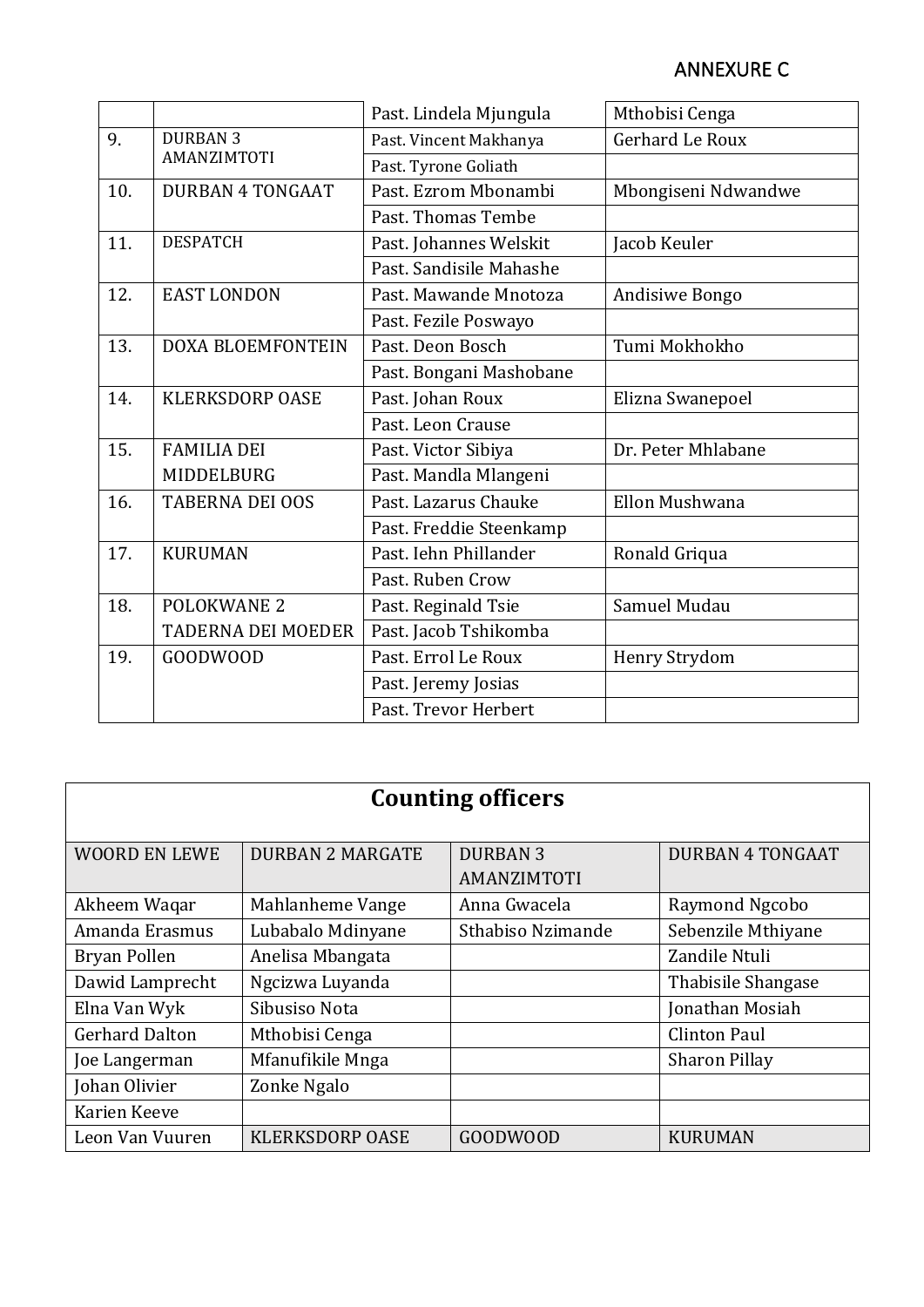ANNEXURE C

| | | | |
|---|---|---|---|
| | | Past. Lindela Mjungula | Mthobisi Cenga |
| 9. | DURBAN 3 AMANZIMTOTI | Past. Vincent Makhanya | Gerhard Le Roux |
| | | Past. Tyrone Goliath | |
| 10. | DURBAN 4 TONGAAT | Past. Ezrom Mbonambi | Mbongiseni Ndwandwe |
| | | Past. Thomas Tembe | |
| 11. | DESPATCH | Past. Johannes Welskit | Jacob Keuler |
| | | Past. Sandisile Mahashe | |
| 12. | EAST LONDON | Past. Mawande Mnotoza | Andisiwe Bongo |
| | | Past. Fezile Poswayo | |
| 13. | DOXA BLOEMFONTEIN | Past. Deon Bosch | Tumi Mokhokho |
| | | Past. Bongani Mashobane | |
| 14. | KLERKSDORP OASE | Past. Johan Roux | Elizna Swanepoel |
| | | Past. Leon Crause | |
| 15. | FAMILIA DEI MIDDELBURG | Past. Victor Sibiya | Dr. Peter Mhlabane |
| | | Past. Mandla Mlangeni | |
| 16. | TABERNA DEI OOS | Past. Lazarus Chauke | Ellon Mushwana |
| | | Past. Freddie Steenkamp | |
| 17. | KURUMAN | Past. Iehn Phillander | Ronald Griqua |
| | | Past. Ruben Crow | |
| 18. | POLOKWANE 2 TADERNA DEI MOEDER | Past. Reginald Tsie | Samuel Mudau |
| | | Past. Jacob Tshikomba | |
| 19. | GOODWOOD | Past. Errol Le Roux | Henry Strydom |
| | | Past. Jeremy Josias | |
| | | Past. Trevor Herbert | |

## Counting officers

| WOORD EN LEWE | DURBAN 2 MARGATE | DURBAN 3 AMANZIMTOTI | DURBAN 4 TONGAAT |
|---|---|---|---|
| Akheem Waqar | Mahlanheme Vange | Anna Gwacela | Raymond Ngcobo |
| Amanda Erasmus | Lubabalo Mdinyane | Sthabiso Nzimande | Sebenzile Mthiyane |
| Bryan Pollen | Anelisa Mbangata | | Zandile Ntuli |
| Dawid Lamprecht | Ngcizwa Luyanda | | Thabisile Shangase |
| Elna Van Wyk | Sibusiso Nota | | Jonathan Mosiah |
| Gerhard Dalton | Mthobisi Cenga | | Clinton Paul |
| Joe Langerman | Mfanufikile Mnga | | Sharon Pillay |
| Johan Olivier | Zonke Ngalo | | |
| Karien Keeve | | | |
| Leon Van Vuuren | KLERKSDORP OASE | GOODWOOD | KURUMAN |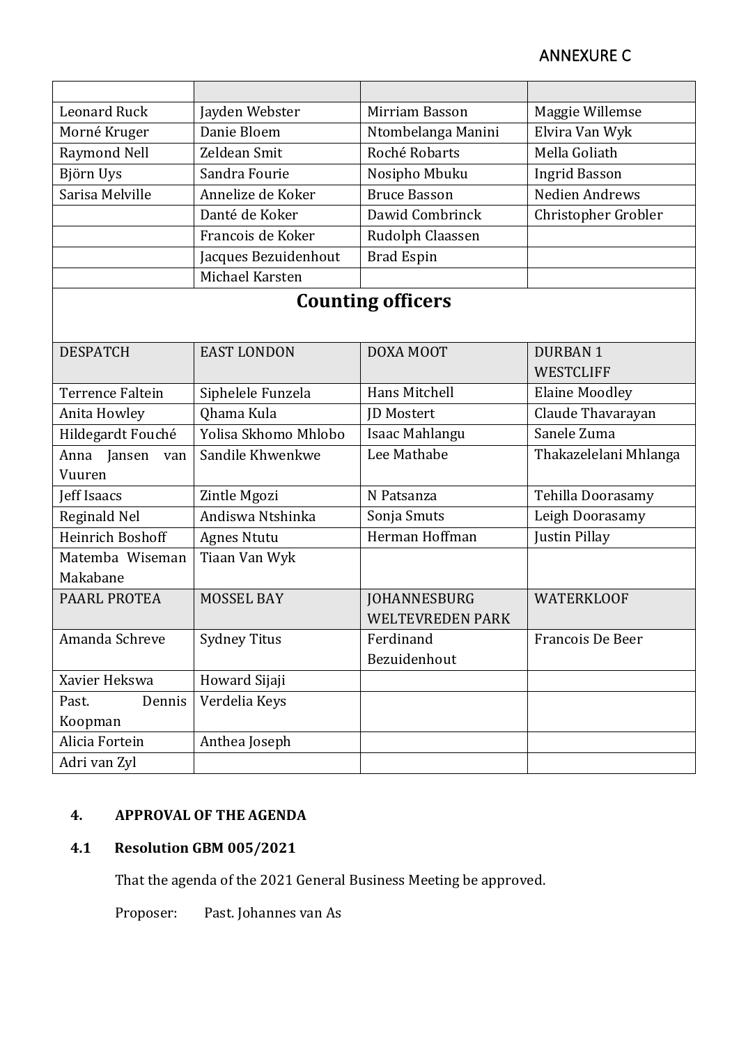ANNEXURE C

| | | | |
|---|---|---|---|
| Leonard Ruck | Jayden Webster | Mirriam Basson | Maggie Willemse |
| Morné Kruger | Danie Bloem | Ntombelanga Manini | Elvira Van Wyk |
| Raymond Nell | Zeldean Smit | Roché Robarts | Mella Goliath |
| Björn Uys | Sandra Fourie | Nosipho Mbuku | Ingrid Basson |
| Sarisa Melville | Annelize de Koker | Bruce Basson | Nedien Andrews |
| | Danté de Koker | Dawid Combrinck | Christopher Grobler |
| | Francois de Koker | Rudolph Claassen | |
| | Jacques Bezuidenhout | Brad Espin | |
| | Michael Karsten | | |

## Counting officers

| DESPATCH | EAST LONDON | DOXA MOOT | DURBAN 1 WESTCLIFF |
|---|---|---|---|
| Terrence Faltein | Siphelele Funzela | Hans Mitchell | Elaine Moodley |
| Anita Howley | Qhama Kula | JD Mostert | Claude Thavarayan |
| Hildegardt Fouché | Yolisa Skhomo Mhlobo | Isaac Mahlangu | Sanele Zuma |
| Anna Jansen van Vuuren | Sandile Khwenkwe | Lee Mathabe | Thakazelelani Mhlanga |
| Jeff Isaacs | Zintle Mgozi | N Patsanza | Tehilla Doorasamy |
| Reginald Nel | Andiswa Ntshinka | Sonja Smuts | Leigh Doorasamy |
| Heinrich Boshoff | Agnes Ntutu | Herman Hoffman | Justin Pillay |
| Matemba Wiseman Makabane | Tiaan Van Wyk | | |
| **PAARL PROTEA** | **MOSSEL BAY** | **JOHANNESBURG WELTEVREDEN PARK** | **WATERKLOOF** |
| Amanda Schreve | Sydney Titus | Ferdinand Bezuidenhout | Francois De Beer |
| Xavier Hekswa | Howard Sijaji | | |
| Past. Dennis Koopman | Verdelia Keys | | |
| Alicia Fortein | Anthea Joseph | | |
| Adri van Zyl | | | |

## 4. APPROVAL OF THE AGENDA

### 4.1 Resolution GBM 005/2021

That the agenda of the 2021 General Business Meeting be approved.

Proposer: Past. Johannes van As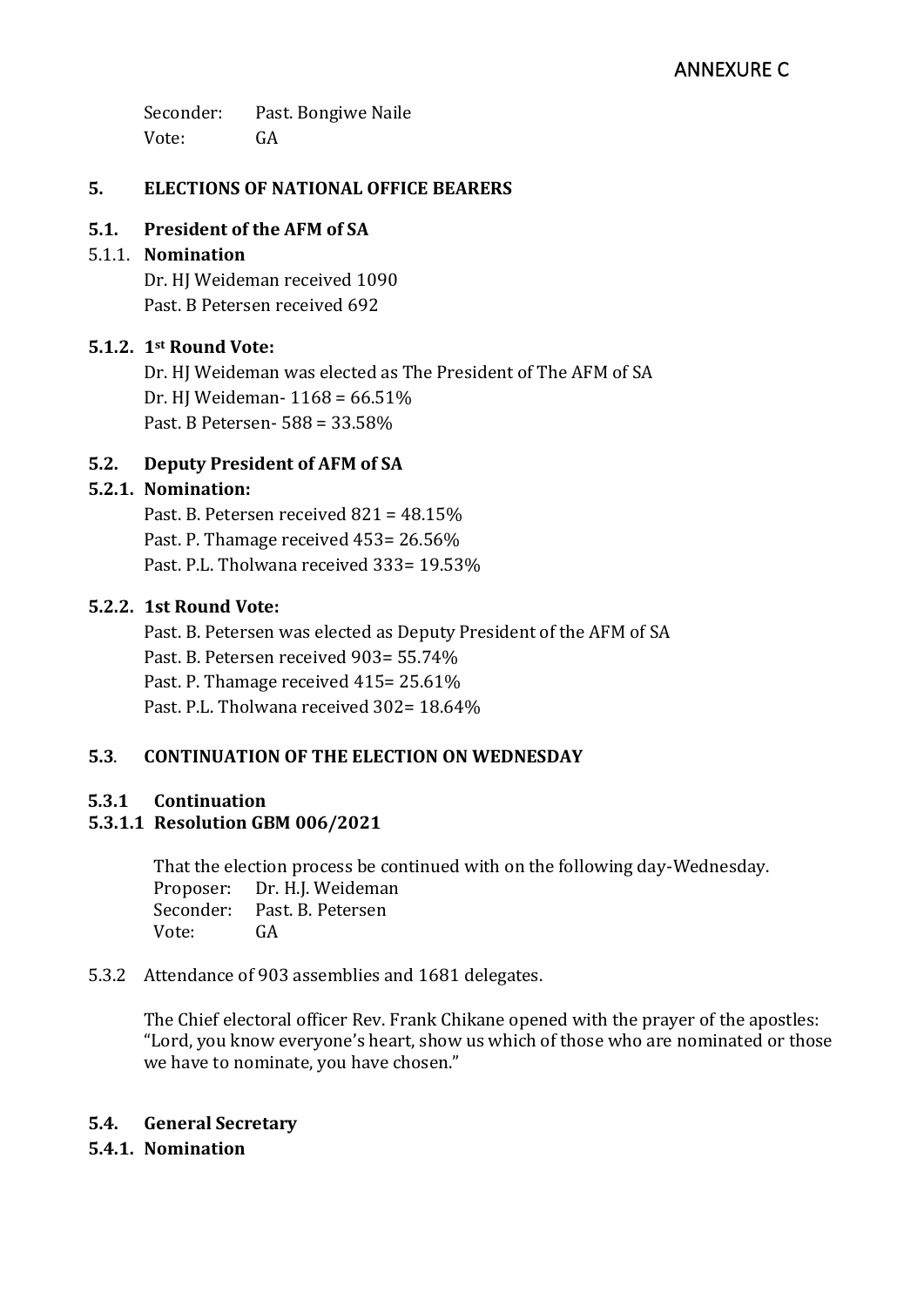Seconder: Past. Bongiwe Naile
Vote: GA

## 5. ELECTIONS OF NATIONAL OFFICE BEARERS

### 5.1. President of the AFM of SA

#### 5.1.1. Nomination

Dr. HJ Weideman received 1090
Past. B Petersen received 692

#### 5.1.2. 1st Round Vote:

Dr. HJ Weideman was elected as The President of The AFM of SA
Dr. HJ Weideman- 1168 = 66.51%
Past. B Petersen- 588 = 33.58%

### 5.2. Deputy President of AFM of SA

#### 5.2.1. Nomination:

Past. B. Petersen received 821 = 48.15%
Past. P. Thamage received 453= 26.56%
Past. P.L. Tholwana received 333= 19.53%

#### 5.2.2. 1st Round Vote:

Past. B. Petersen was elected as Deputy President of the AFM of SA
Past. B. Petersen received 903= 55.74%
Past. P. Thamage received 415= 25.61%
Past. P.L. Tholwana received 302= 18.64%

### 5.3. CONTINUATION OF THE ELECTION ON WEDNESDAY

#### 5.3.1 Continuation

##### 5.3.1.1 Resolution GBM 006/2021

That the election process be continued with on the following day-Wednesday.
Proposer: Dr. H.J. Weideman
Seconder: Past. B. Petersen
Vote: GA

5.3.2 Attendance of 903 assemblies and 1681 delegates.

The Chief electoral officer Rev. Frank Chikane opened with the prayer of the apostles: "Lord, you know everyone's heart, show us which of those who are nominated or those we have to nominate, you have chosen."

### 5.4. General Secretary

#### 5.4.1. Nomination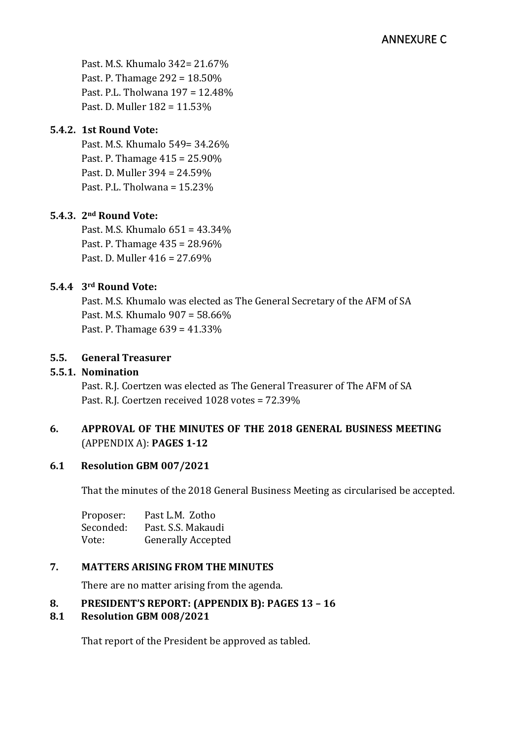ANNEXURE C

Past. M.S. Khumalo 342= 21.67%
Past. P. Thamage 292 = 18.50%
Past. P.L. Tholwana 197 = 12.48%
Past. D. Muller 182 = 11.53%

**5.4.2. 1st Round Vote:**

Past. M.S. Khumalo 549= 34.26%
Past. P. Thamage 415 = 25.90%
Past. D. Muller 394 = 24.59%
Past. P.L. Tholwana = 15.23%

**5.4.3. 2nd Round Vote:**

Past. M.S. Khumalo 651 = 43.34%
Past. P. Thamage 435 = 28.96%
Past. D. Muller 416 = 27.69%

**5.4.4 3rd Round Vote:**

Past. M.S. Khumalo was elected as The General Secretary of the AFM of SA
Past. M.S. Khumalo 907 = 58.66%
Past. P. Thamage 639 = 41.33%

**5.5. General Treasurer**

**5.5.1. Nomination**

Past. R.J. Coertzen was elected as The General Treasurer of The AFM of SA
Past. R.J. Coertzen received 1028 votes = 72.39%

## 6. APPROVAL OF THE MINUTES OF THE 2018 GENERAL BUSINESS MEETING (APPENDIX A): PAGES 1-12

**6.1 Resolution GBM 007/2021**

That the minutes of the 2018 General Business Meeting as circularised be accepted.

Proposer: Past L.M. Zotho
Seconded: Past. S.S. Makaudi
Vote: Generally Accepted

## 7. MATTERS ARISING FROM THE MINUTES

There are no matter arising from the agenda.

## 8. PRESIDENT'S REPORT: (APPENDIX B): PAGES 13 – 16

**8.1 Resolution GBM 008/2021**

That report of the President be approved as tabled.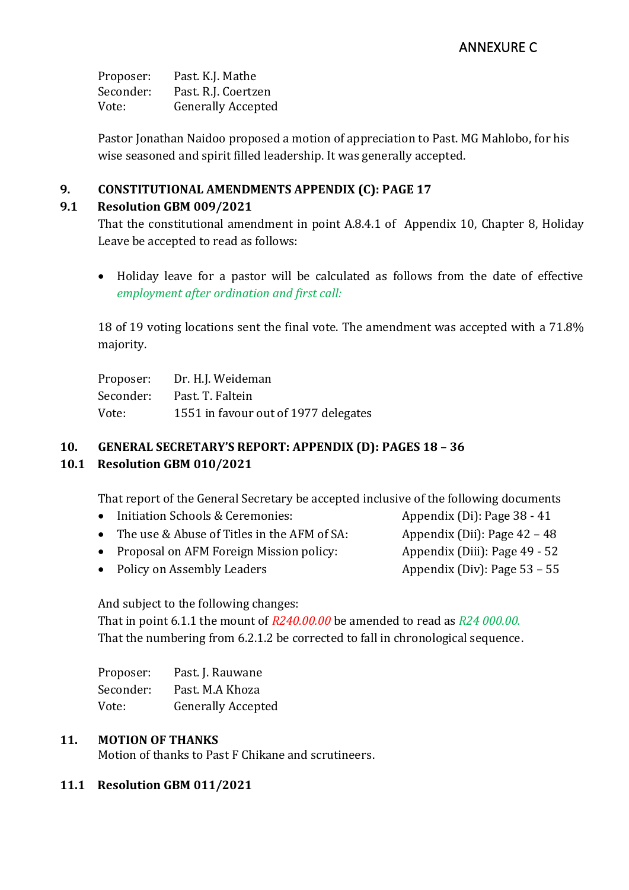Proposer: Past. K.J. Mathe
Seconder: Past. R.J. Coertzen
Vote: Generally Accepted

Pastor Jonathan Naidoo proposed a motion of appreciation to Past. MG Mahlobo, for his wise seasoned and spirit filled leadership. It was generally accepted.

## 9. CONSTITUTIONAL AMENDMENTS APPENDIX (C): PAGE 17

### 9.1 Resolution GBM 009/2021

That the constitutional amendment in point A.8.4.1 of Appendix 10, Chapter 8, Holiday Leave be accepted to read as follows:

- Holiday leave for a pastor will be calculated as follows from the date of effective *employment after ordination and first call:*

18 of 19 voting locations sent the final vote. The amendment was accepted with a 71.8% majority.

Proposer: Dr. H.J. Weideman
Seconder: Past. T. Faltein
Vote: 1551 in favour out of 1977 delegates

## 10. GENERAL SECRETARY'S REPORT: APPENDIX (D): PAGES 18 – 36

### 10.1 Resolution GBM 010/2021

That report of the General Secretary be accepted inclusive of the following documents

- Initiation Schools & Ceremonies: Appendix (Di): Page 38 - 41
- The use & Abuse of Titles in the AFM of SA: Appendix (Dii): Page 42 – 48
- Proposal on AFM Foreign Mission policy: Appendix (Diii): Page 49 - 52
- Policy on Assembly Leaders Appendix (Div): Page 53 – 55

And subject to the following changes:
That in point 6.1.1 the mount of *R240.00.00* be amended to read as *R24 000.00.*
That the numbering from 6.2.1.2 be corrected to fall in chronological sequence.

Proposer: Past. J. Rauwane
Seconder: Past. M.A Khoza
Vote: Generally Accepted

## 11. MOTION OF THANKS

Motion of thanks to Past F Chikane and scrutineers.

### 11.1 Resolution GBM 011/2021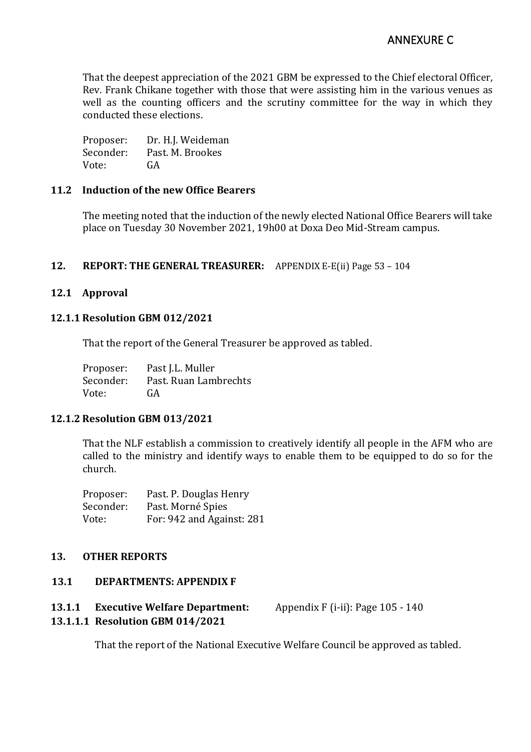That the deepest appreciation of the 2021 GBM be expressed to the Chief electoral Officer, Rev. Frank Chikane together with those that were assisting him in the various venues as well as the counting officers and the scrutiny committee for the way in which they conducted these elections.

Proposer: Dr. H.J. Weideman
Seconder: Past. M. Brookes
Vote: GA

### 11.2 Induction of the new Office Bearers

The meeting noted that the induction of the newly elected National Office Bearers will take place on Tuesday 30 November 2021, 19h00 at Doxa Deo Mid-Stream campus.

## 12. REPORT: THE GENERAL TREASURER: APPENDIX E-E(ii) Page 53 – 104

### 12.1 Approval

#### 12.1.1 Resolution GBM 012/2021

That the report of the General Treasurer be approved as tabled.

Proposer: Past J.L. Muller
Seconder: Past. Ruan Lambrechts
Vote: GA

#### 12.1.2 Resolution GBM 013/2021

That the NLF establish a commission to creatively identify all people in the AFM who are called to the ministry and identify ways to enable them to be equipped to do so for the church.

Proposer: Past. P. Douglas Henry
Seconder: Past. Morné Spies
Vote: For: 942 and Against: 281

## 13. OTHER REPORTS

### 13.1 DEPARTMENTS: APPENDIX F

#### 13.1.1 Executive Welfare Department: Appendix F (i-ii): Page 105 - 140

#### 13.1.1.1 Resolution GBM 014/2021

That the report of the National Executive Welfare Council be approved as tabled.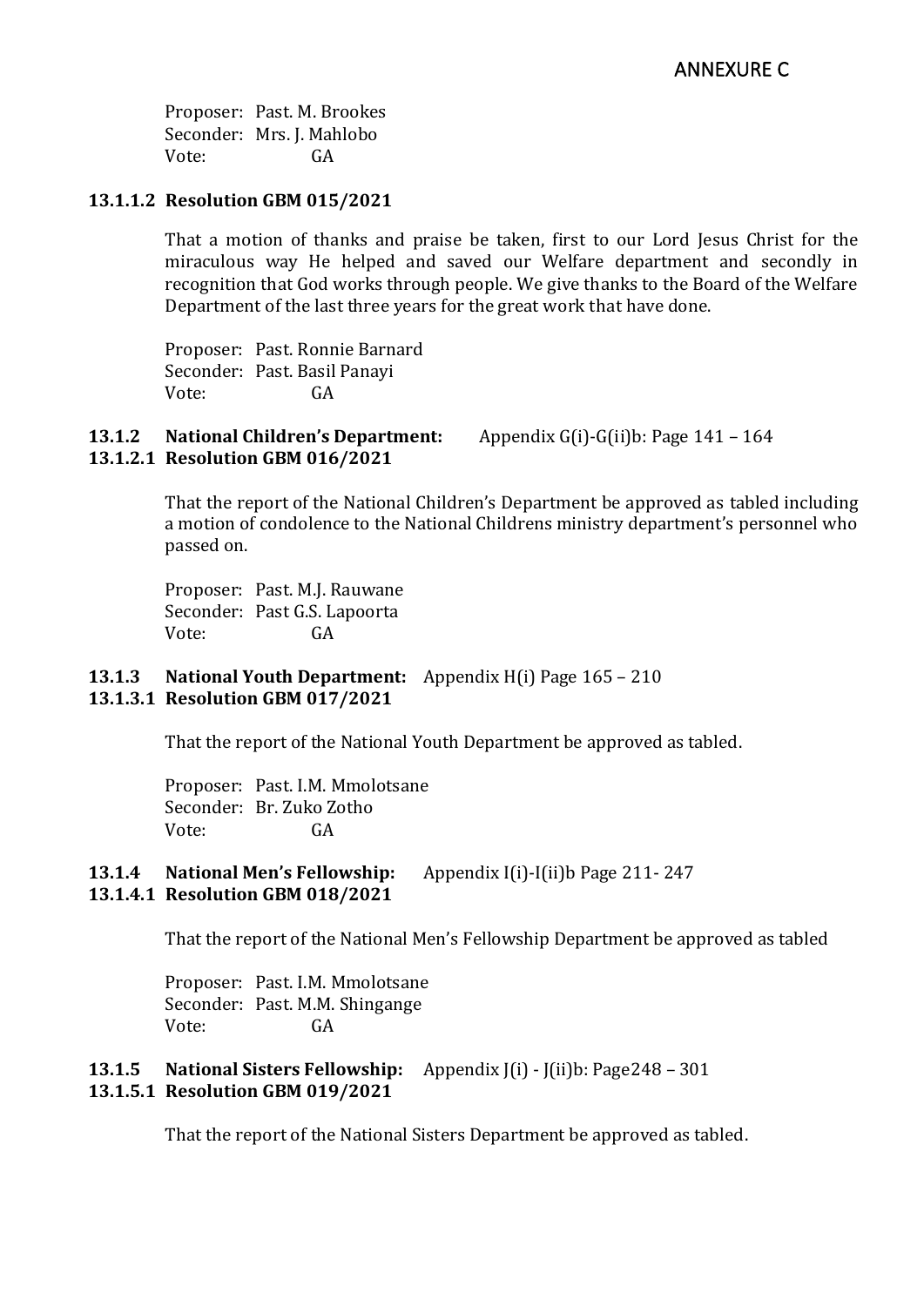ANNEXURE C

Proposer: Past. M. Brookes
Seconder: Mrs. J. Mahlobo
Vote: GA

**13.1.1.2 Resolution GBM 015/2021**

That a motion of thanks and praise be taken, first to our Lord Jesus Christ for the miraculous way He helped and saved our Welfare department and secondly in recognition that God works through people. We give thanks to the Board of the Welfare Department of the last three years for the great work that have done.

Proposer: Past. Ronnie Barnard
Seconder: Past. Basil Panayi
Vote: GA

**13.1.2 National Children's Department:** Appendix G(i)-G(ii)b: Page 141 – 164
**13.1.2.1 Resolution GBM 016/2021**

That the report of the National Children's Department be approved as tabled including a motion of condolence to the National Childrens ministry department's personnel who passed on.

Proposer: Past. M.J. Rauwane
Seconder: Past G.S. Lapoorta
Vote: GA

**13.1.3 National Youth Department:** Appendix H(i) Page 165 – 210
**13.1.3.1 Resolution GBM 017/2021**

That the report of the National Youth Department be approved as tabled.

Proposer: Past. I.M. Mmolotsane
Seconder: Br. Zuko Zotho
Vote: GA

**13.1.4 National Men's Fellowship:** Appendix I(i)-I(ii)b Page 211- 247
**13.1.4.1 Resolution GBM 018/2021**

That the report of the National Men's Fellowship Department be approved as tabled

Proposer: Past. I.M. Mmolotsane
Seconder: Past. M.M. Shingange
Vote: GA

**13.1.5 National Sisters Fellowship:** Appendix J(i) - J(ii)b: Page248 – 301
**13.1.5.1 Resolution GBM 019/2021**

That the report of the National Sisters Department be approved as tabled.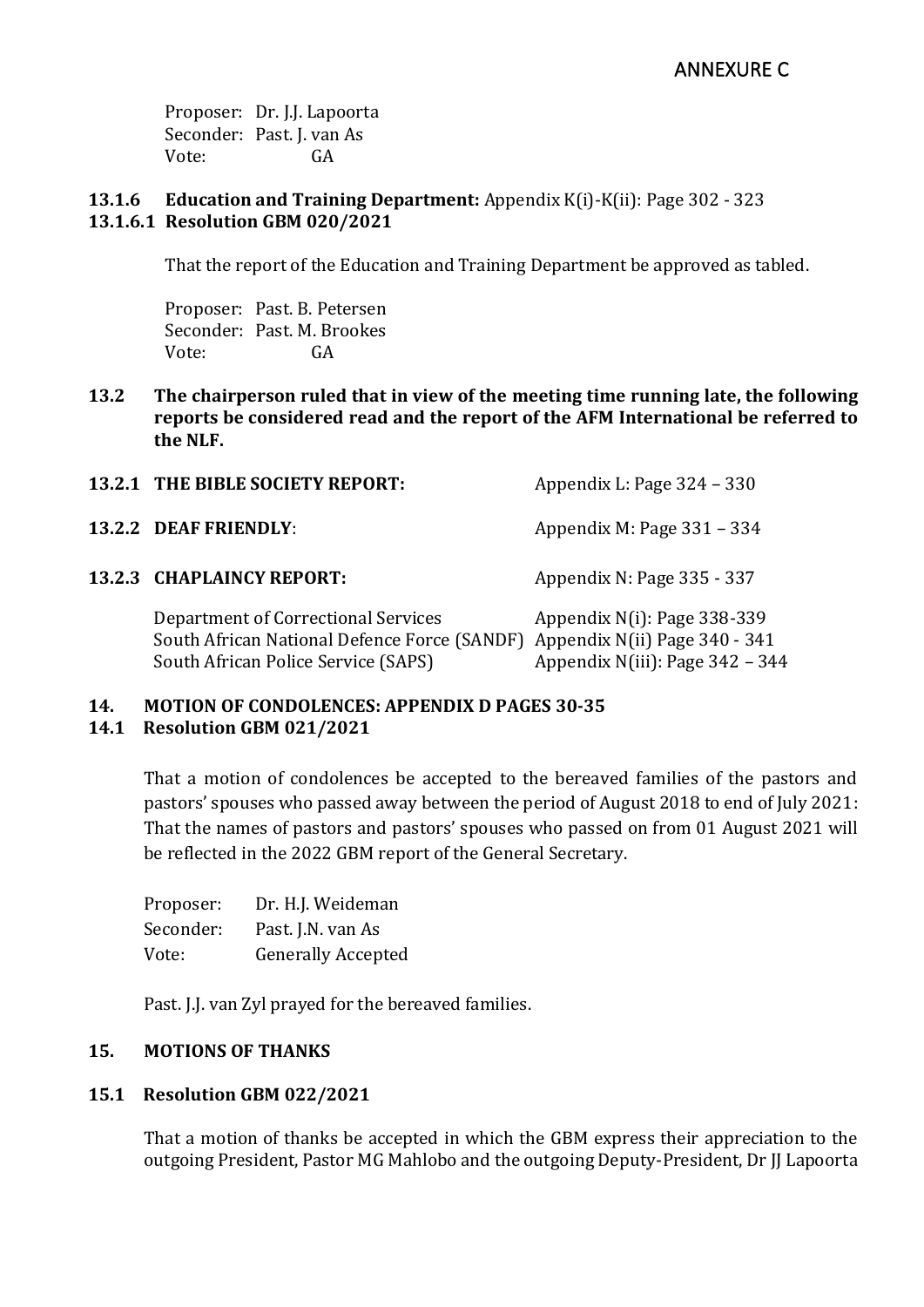ANNEXURE C

Proposer: Dr. J.J. Lapoorta
Seconder: Past. J. van As
Vote: GA

**13.1.6 Education and Training Department:** Appendix K(i)-K(ii): Page 302 - 323
**13.1.6.1 Resolution GBM 020/2021**

That the report of the Education and Training Department be approved as tabled.

Proposer: Past. B. Petersen
Seconder: Past. M. Brookes
Vote: GA

**13.2 The chairperson ruled that in view of the meeting time running late, the following reports be considered read and the report of the AFM International be referred to the NLF.**

| | |
|---|---|
| **13.2.1 THE BIBLE SOCIETY REPORT:** | Appendix L: Page 324 – 330 |
| **13.2.2 DEAF FRIENDLY**: | Appendix M: Page 331 – 334 |
| **13.2.3 CHAPLAINCY REPORT:** | Appendix N: Page 335 - 337 |
| Department of Correctional Services | Appendix N(i): Page 338-339 |
| South African National Defence Force (SANDF) | Appendix N(ii) Page 340 - 341 |
| South African Police Service (SAPS) | Appendix N(iii): Page 342 – 344 |

**14. MOTION OF CONDOLENCES: APPENDIX D PAGES 30-35**
**14.1 Resolution GBM 021/2021**

That a motion of condolences be accepted to the bereaved families of the pastors and pastors' spouses who passed away between the period of August 2018 to end of July 2021: That the names of pastors and pastors' spouses who passed on from 01 August 2021 will be reflected in the 2022 GBM report of the General Secretary.

Proposer: Dr. H.J. Weideman
Seconder: Past. J.N. van As
Vote: Generally Accepted

Past. J.J. van Zyl prayed for the bereaved families.

**15. MOTIONS OF THANKS**

**15.1 Resolution GBM 022/2021**

That a motion of thanks be accepted in which the GBM express their appreciation to the outgoing President, Pastor MG Mahlobo and the outgoing Deputy-President, Dr JJ Lapoorta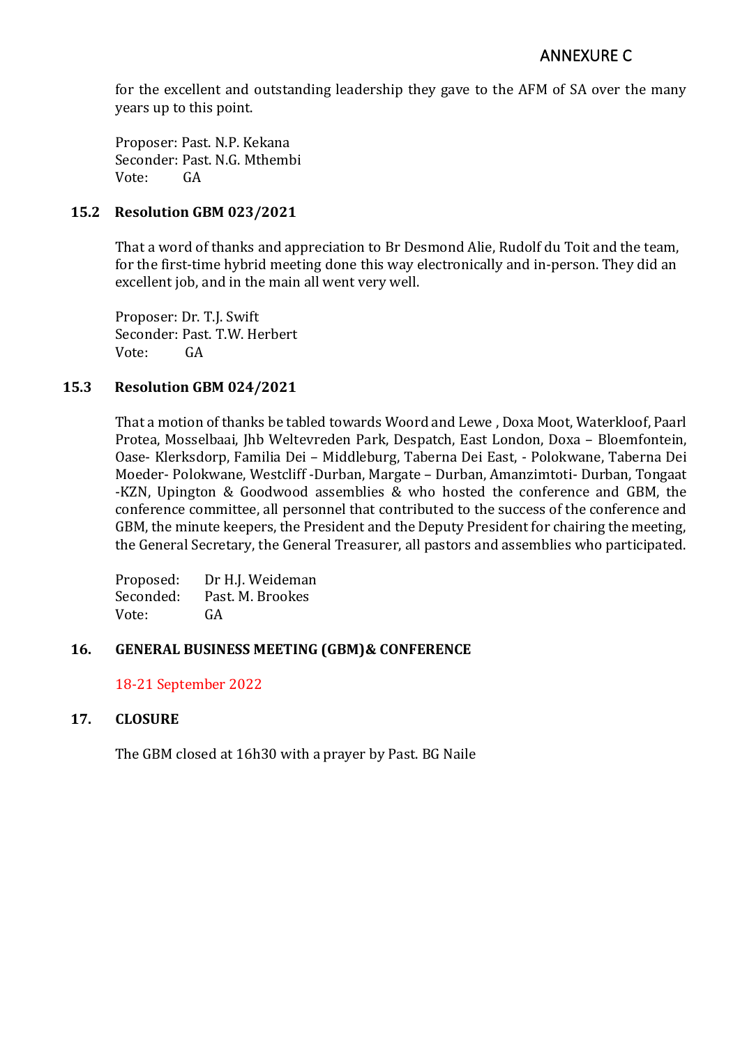for the excellent and outstanding leadership they gave to the AFM of SA over the many years up to this point.

Proposer: Past. N.P. Kekana
Seconder: Past. N.G. Mthembi
Vote: GA

### 15.2 Resolution GBM 023/2021

That a word of thanks and appreciation to Br Desmond Alie, Rudolf du Toit and the team, for the first-time hybrid meeting done this way electronically and in-person. They did an excellent job, and in the main all went very well.

Proposer: Dr. T.J. Swift
Seconder: Past. T.W. Herbert
Vote: GA

### 15.3 Resolution GBM 024/2021

That a motion of thanks be tabled towards Woord and Lewe , Doxa Moot, Waterkloof, Paarl Protea, Mosselbaai, Jhb Weltevreden Park, Despatch, East London, Doxa – Bloemfontein, Oase- Klerksdorp, Familia Dei – Middleburg, Taberna Dei East, - Polokwane, Taberna Dei Moeder- Polokwane, Westcliff -Durban, Margate – Durban, Amanzimtoti- Durban, Tongaat -KZN, Upington & Goodwood assemblies & who hosted the conference and GBM, the conference committee, all personnel that contributed to the success of the conference and GBM, the minute keepers, the President and the Deputy President for chairing the meeting, the General Secretary, the General Treasurer, all pastors and assemblies who participated.

Proposed: Dr H.J. Weideman
Seconded: Past. M. Brookes
Vote: GA

## 16. GENERAL BUSINESS MEETING (GBM)& CONFERENCE

18-21 September 2022

## 17. CLOSURE

The GBM closed at 16h30 with a prayer by Past. BG Naile